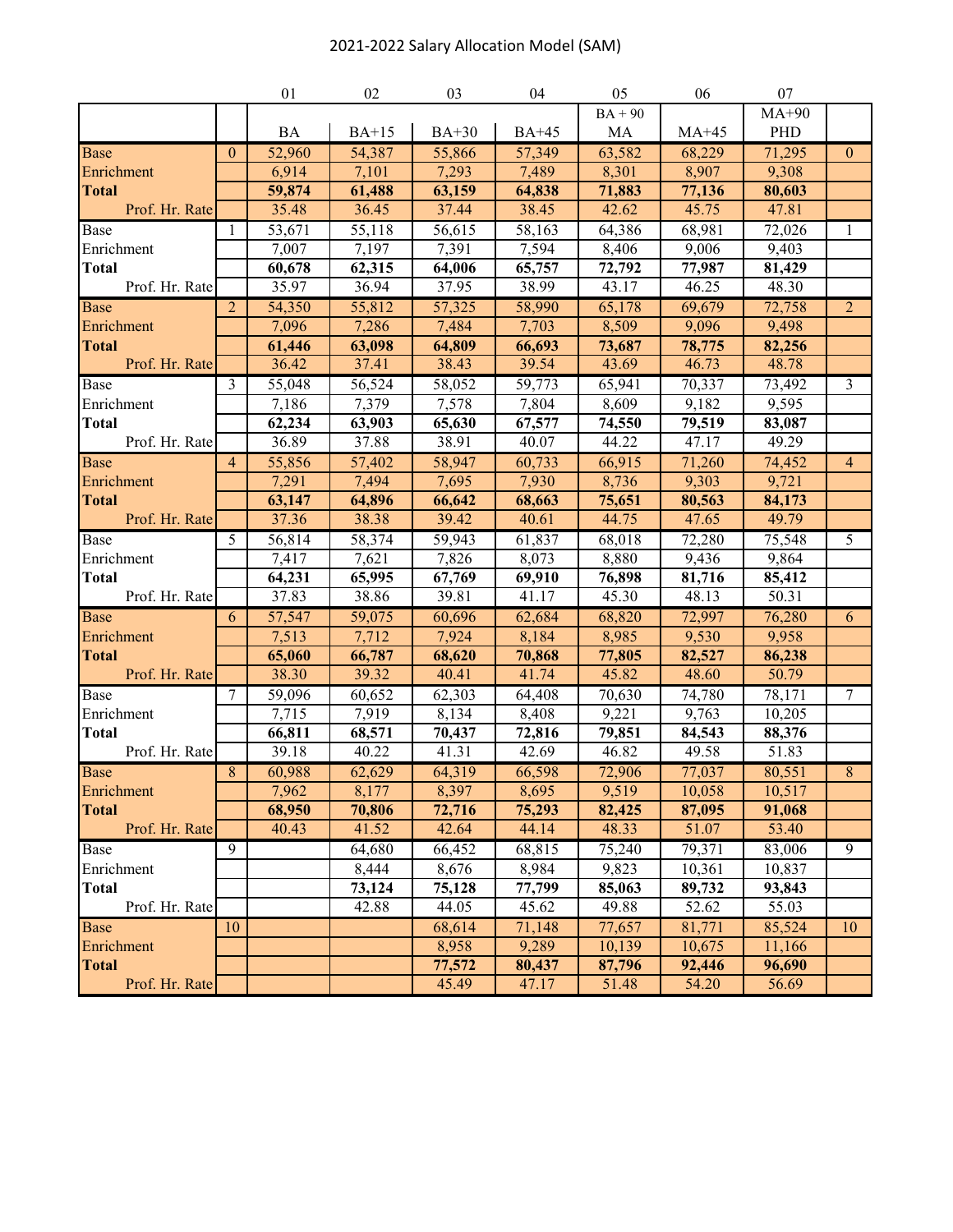# 2021-2022 Salary Allocation Model (SAM)

| | | 01 | 02 | 03 | 04 | 05 | 06 | 07 | |
|---|---|---|---|---|---|---|---|---|---|
| | | | | | | BA + 90 | | MA+90 | |
| | | BA | BA+15 | BA+30 | BA+45 | MA | MA+45 | PHD | |
| Base | 0 | 52,960 | 54,387 | 55,866 | 57,349 | 63,582 | 68,229 | 71,295 | 0 |
| Enrichment | | 6,914 | 7,101 | 7,293 | 7,489 | 8,301 | 8,907 | 9,308 | |
| **Total** | | **59,874** | **61,488** | **63,159** | **64,838** | **71,883** | **77,136** | **80,603** | |
| Prof. Hr. Rate | | 35.48 | 36.45 | 37.44 | 38.45 | 42.62 | 45.75 | 47.81 | |
| Base | 1 | 53,671 | 55,118 | 56,615 | 58,163 | 64,386 | 68,981 | 72,026 | 1 |
| Enrichment | | 7,007 | 7,197 | 7,391 | 7,594 | 8,406 | 9,006 | 9,403 | |
| **Total** | | **60,678** | **62,315** | **64,006** | **65,757** | **72,792** | **77,987** | **81,429** | |
| Prof. Hr. Rate | | 35.97 | 36.94 | 37.95 | 38.99 | 43.17 | 46.25 | 48.30 | |
| Base | 2 | 54,350 | 55,812 | 57,325 | 58,990 | 65,178 | 69,679 | 72,758 | 2 |
| Enrichment | | 7,096 | 7,286 | 7,484 | 7,703 | 8,509 | 9,096 | 9,498 | |
| **Total** | | **61,446** | **63,098** | **64,809** | **66,693** | **73,687** | **78,775** | **82,256** | |
| Prof. Hr. Rate | | 36.42 | 37.41 | 38.43 | 39.54 | 43.69 | 46.73 | 48.78 | |
| Base | 3 | 55,048 | 56,524 | 58,052 | 59,773 | 65,941 | 70,337 | 73,492 | 3 |
| Enrichment | | 7,186 | 7,379 | 7,578 | 7,804 | 8,609 | 9,182 | 9,595 | |
| **Total** | | **62,234** | **63,903** | **65,630** | **67,577** | **74,550** | **79,519** | **83,087** | |
| Prof. Hr. Rate | | 36.89 | 37.88 | 38.91 | 40.07 | 44.22 | 47.17 | 49.29 | |
| Base | 4 | 55,856 | 57,402 | 58,947 | 60,733 | 66,915 | 71,260 | 74,452 | 4 |
| Enrichment | | 7,291 | 7,494 | 7,695 | 7,930 | 8,736 | 9,303 | 9,721 | |
| **Total** | | **63,147** | **64,896** | **66,642** | **68,663** | **75,651** | **80,563** | **84,173** | |
| Prof. Hr. Rate | | 37.36 | 38.38 | 39.42 | 40.61 | 44.75 | 47.65 | 49.79 | |
| Base | 5 | 56,814 | 58,374 | 59,943 | 61,837 | 68,018 | 72,280 | 75,548 | 5 |
| Enrichment | | 7,417 | 7,621 | 7,826 | 8,073 | 8,880 | 9,436 | 9,864 | |
| **Total** | | **64,231** | **65,995** | **67,769** | **69,910** | **76,898** | **81,716** | **85,412** | |
| Prof. Hr. Rate | | 37.83 | 38.86 | 39.81 | 41.17 | 45.30 | 48.13 | 50.31 | |
| Base | 6 | 57,547 | 59,075 | 60,696 | 62,684 | 68,820 | 72,997 | 76,280 | 6 |
| Enrichment | | 7,513 | 7,712 | 7,924 | 8,184 | 8,985 | 9,530 | 9,958 | |
| **Total** | | **65,060** | **66,787** | **68,620** | **70,868** | **77,805** | **82,527** | **86,238** | |
| Prof. Hr. Rate | | 38.30 | 39.32 | 40.41 | 41.74 | 45.82 | 48.60 | 50.79 | |
| Base | 7 | 59,096 | 60,652 | 62,303 | 64,408 | 70,630 | 74,780 | 78,171 | 7 |
| Enrichment | | 7,715 | 7,919 | 8,134 | 8,408 | 9,221 | 9,763 | 10,205 | |
| **Total** | | **66,811** | **68,571** | **70,437** | **72,816** | **79,851** | **84,543** | **88,376** | |
| Prof. Hr. Rate | | 39.18 | 40.22 | 41.31 | 42.69 | 46.82 | 49.58 | 51.83 | |
| Base | 8 | 60,988 | 62,629 | 64,319 | 66,598 | 72,906 | 77,037 | 80,551 | 8 |
| Enrichment | | 7,962 | 8,177 | 8,397 | 8,695 | 9,519 | 10,058 | 10,517 | |
| **Total** | | **68,950** | **70,806** | **72,716** | **75,293** | **82,425** | **87,095** | **91,068** | |
| Prof. Hr. Rate | | 40.43 | 41.52 | 42.64 | 44.14 | 48.33 | 51.07 | 53.40 | |
| Base | 9 | | 64,680 | 66,452 | 68,815 | 75,240 | 79,371 | 83,006 | 9 |
| Enrichment | | | 8,444 | 8,676 | 8,984 | 9,823 | 10,361 | 10,837 | |
| **Total** | | | **73,124** | **75,128** | **77,799** | **85,063** | **89,732** | **93,843** | |
| Prof. Hr. Rate | | | 42.88 | 44.05 | 45.62 | 49.88 | 52.62 | 55.03 | |
| Base | 10 | | | 68,614 | 71,148 | 77,657 | 81,771 | 85,524 | 10 |
| Enrichment | | | | 8,958 | 9,289 | 10,139 | 10,675 | 11,166 | |
| **Total** | | | | **77,572** | **80,437** | **87,796** | **92,446** | **96,690** | |
| Prof. Hr. Rate | | | | 45.49 | 47.17 | 51.48 | 54.20 | 56.69 | |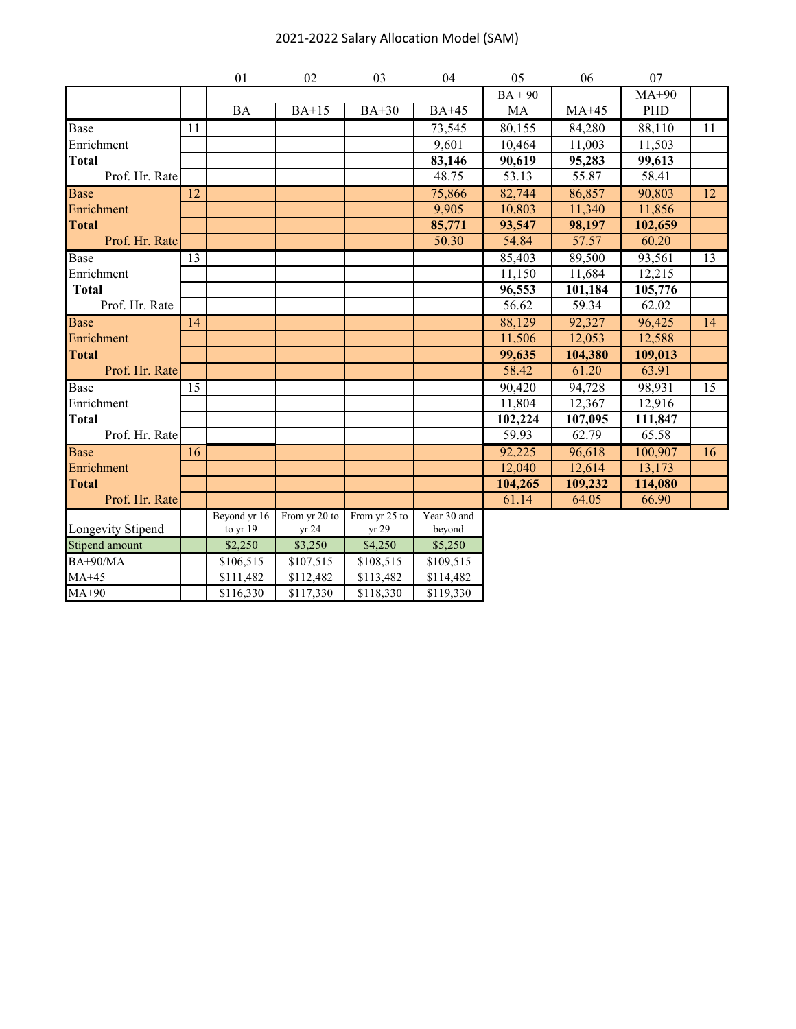# 2021-2022 Salary Allocation Model (SAM)

| | | 01 | 02 | 03 | 04 | 05 | 06 | 07 | |
|---|---|---|---|---|---|---|---|---|---|
| | | | | | | BA + 90 | | MA+90 | |
| | | BA | BA+15 | BA+30 | BA+45 | MA | MA+45 | PHD | |
| Base | 11 | | | | 73,545 | 80,155 | 84,280 | 88,110 | 11 |
| Enrichment | | | | | 9,601 | 10,464 | 11,003 | 11,503 | |
| **Total** | | | | | **83,146** | **90,619** | **95,283** | **99,613** | |
| Prof. Hr. Rate | | | | | 48.75 | 53.13 | 55.87 | 58.41 | |
| Base | 12 | | | | 75,866 | 82,744 | 86,857 | 90,803 | 12 |
| Enrichment | | | | | 9,905 | 10,803 | 11,340 | 11,856 | |
| **Total** | | | | | **85,771** | **93,547** | **98,197** | **102,659** | |
| Prof. Hr. Rate | | | | | 50.30 | 54.84 | 57.57 | 60.20 | |
| Base | 13 | | | | | 85,403 | 89,500 | 93,561 | 13 |
| Enrichment | | | | | | 11,150 | 11,684 | 12,215 | |
| **Total** | | | | | | **96,553** | **101,184** | **105,776** | |
| Prof. Hr. Rate | | | | | | 56.62 | 59.34 | 62.02 | |
| Base | 14 | | | | | 88,129 | 92,327 | 96,425 | 14 |
| Enrichment | | | | | | 11,506 | 12,053 | 12,588 | |
| **Total** | | | | | | **99,635** | **104,380** | **109,013** | |
| Prof. Hr. Rate | | | | | | 58.42 | 61.20 | 63.91 | |
| Base | 15 | | | | | 90,420 | 94,728 | 98,931 | 15 |
| Enrichment | | | | | | 11,804 | 12,367 | 12,916 | |
| **Total** | | | | | | **102,224** | **107,095** | **111,847** | |
| Prof. Hr. Rate | | | | | | 59.93 | 62.79 | 65.58 | |
| Base | 16 | | | | | 92,225 | 96,618 | 100,907 | 16 |
| Enrichment | | | | | | 12,040 | 12,614 | 13,173 | |
| **Total** | | | | | | **104,265** | **109,232** | **114,080** | |
| Prof. Hr. Rate | | | | | | 61.14 | 64.05 | 66.90 | |

| Longevity Stipend | | Beyond yr 16 to yr 19 | From yr 20 to yr 24 | From yr 25 to yr 29 | Year 30 and beyond |
|---|---|---|---|---|---|
| Stipend amount | | $2,250 | $3,250 | $4,250 | $5,250 |
| BA+90/MA | | $106,515 | $107,515 | $108,515 | $109,515 |
| MA+45 | | $111,482 | $112,482 | $113,482 | $114,482 |
| MA+90 | | $116,330 | $117,330 | $118,330 | $119,330 |